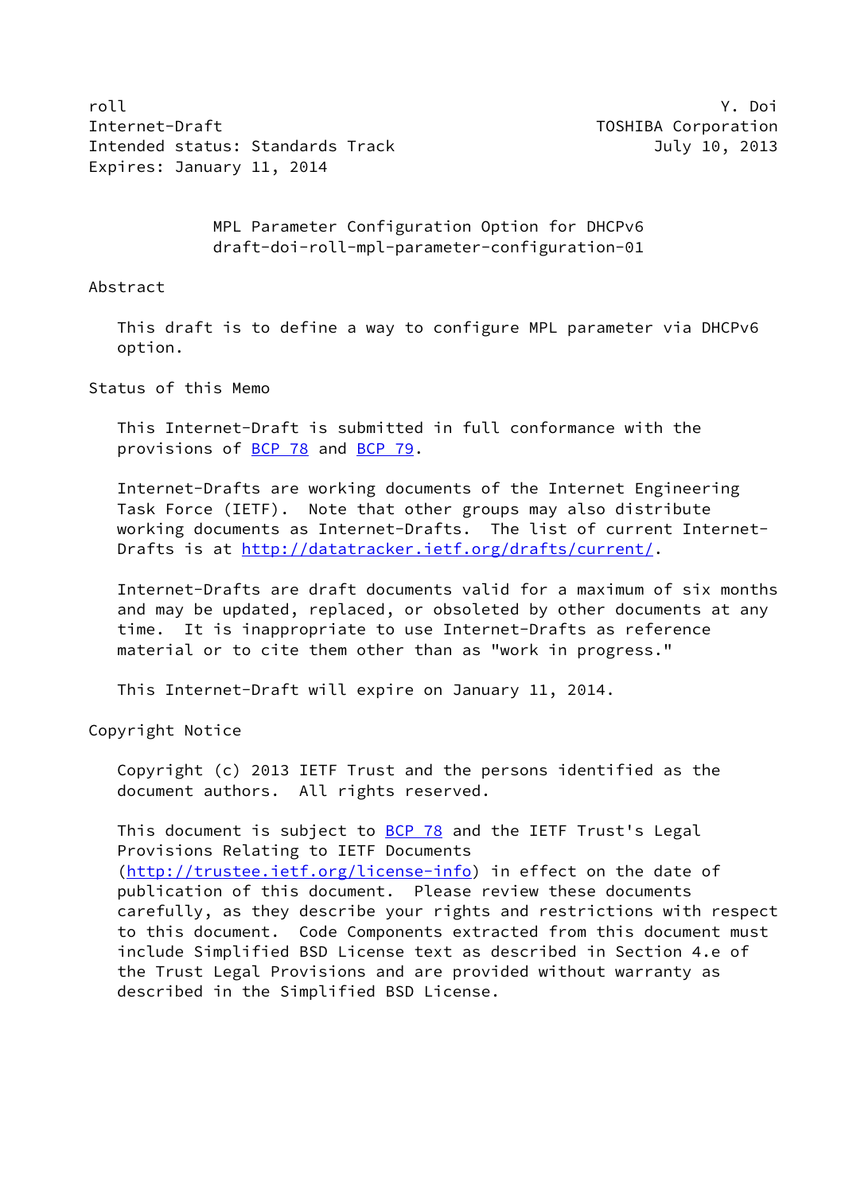roll Y. Doi
Internet-Draft TOSHIBA Corporation
Intended status: Standards Track July 10, 2013
Expires: January 11, 2014

# MPL Parameter Configuration Option for DHCPv6
draft-doi-roll-mpl-parameter-configuration-01

## Abstract

This draft is to define a way to configure MPL parameter via DHCPv6 option.

## Status of this Memo

This Internet-Draft is submitted in full conformance with the provisions of BCP 78 and BCP 79.

Internet-Drafts are working documents of the Internet Engineering Task Force (IETF). Note that other groups may also distribute working documents as Internet-Drafts. The list of current Internet-Drafts is at http://datatracker.ietf.org/drafts/current/.

Internet-Drafts are draft documents valid for a maximum of six months and may be updated, replaced, or obsoleted by other documents at any time. It is inappropriate to use Internet-Drafts as reference material or to cite them other than as "work in progress."

This Internet-Draft will expire on January 11, 2014.

## Copyright Notice

Copyright (c) 2013 IETF Trust and the persons identified as the document authors. All rights reserved.

This document is subject to BCP 78 and the IETF Trust's Legal Provisions Relating to IETF Documents (http://trustee.ietf.org/license-info) in effect on the date of publication of this document. Please review these documents carefully, as they describe your rights and restrictions with respect to this document. Code Components extracted from this document must include Simplified BSD License text as described in Section 4.e of the Trust Legal Provisions and are provided without warranty as described in the Simplified BSD License.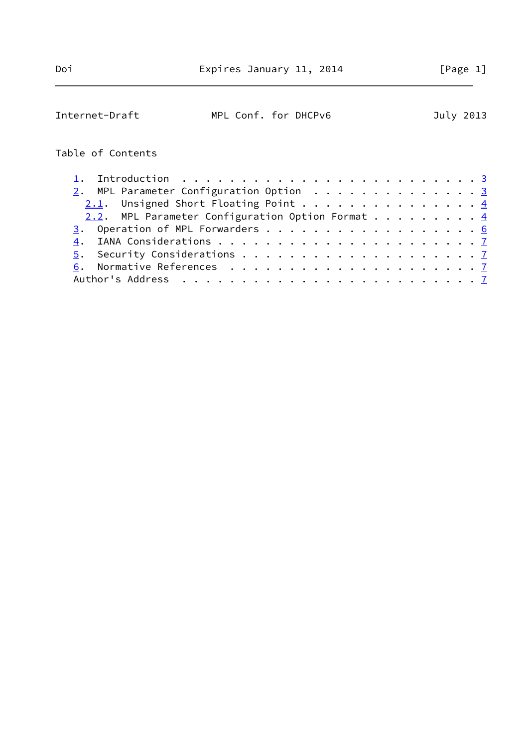## Table of Contents

1. Introduction . . . . . . . . . . . . . . . . . . . . . . . . 3
2. MPL Parameter Configuration Option . . . . . . . . . . . . . . 3
   2.1. Unsigned Short Floating Point . . . . . . . . . . . . . . . 4
   2.2. MPL Parameter Configuration Option Format . . . . . . . . . 4
3. Operation of MPL Forwarders . . . . . . . . . . . . . . . . . . 6
4. IANA Considerations . . . . . . . . . . . . . . . . . . . . . . 7
5. Security Considerations . . . . . . . . . . . . . . . . . . . . 7
6. Normative References . . . . . . . . . . . . . . . . . . . . . 7

Author's Address . . . . . . . . . . . . . . . . . . . . . . . . 7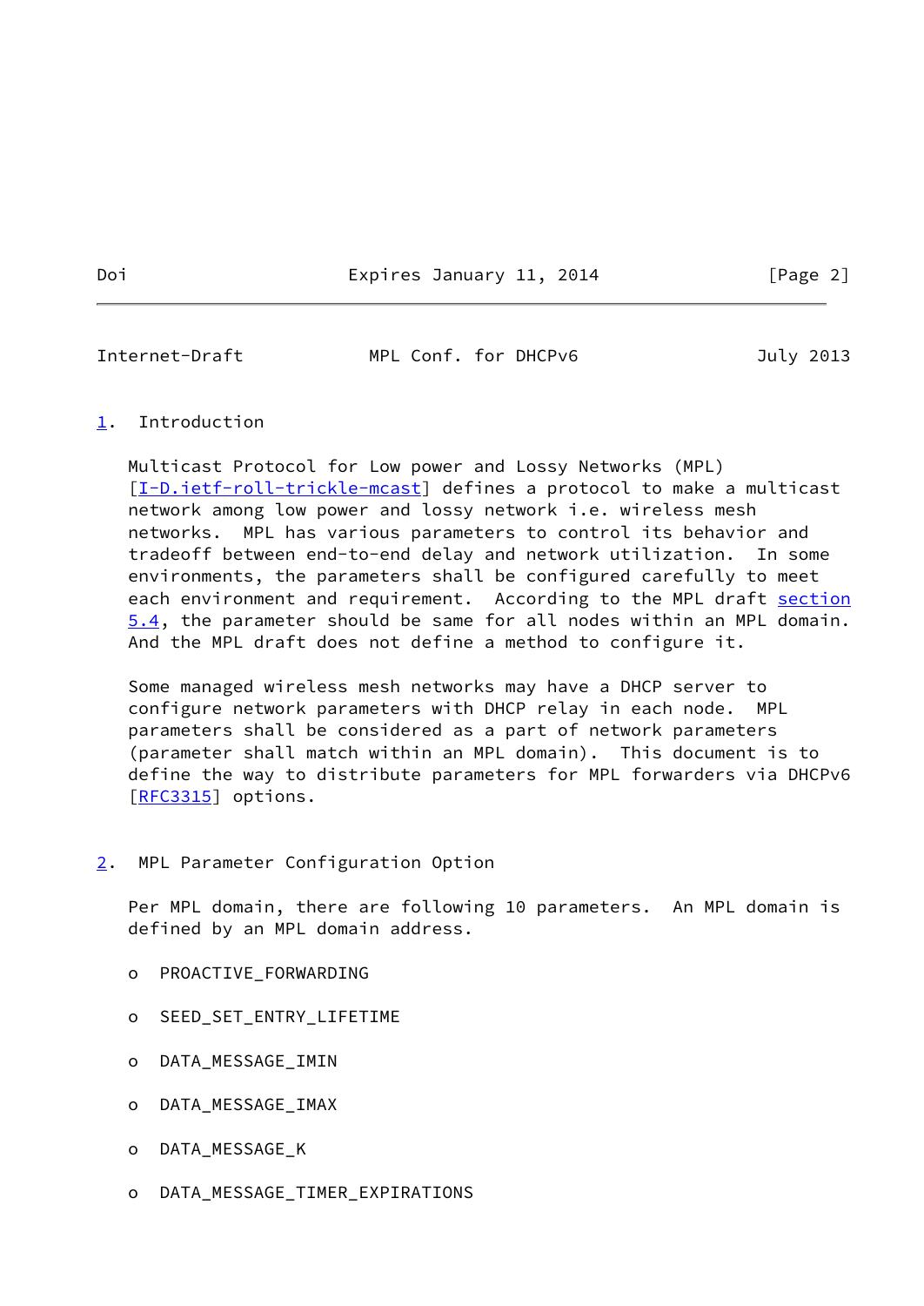## 1. Introduction

Multicast Protocol for Low power and Lossy Networks (MPL) [I-D.ietf-roll-trickle-mcast] defines a protocol to make a multicast network among low power and lossy network i.e. wireless mesh networks. MPL has various parameters to control its behavior and tradeoff between end-to-end delay and network utilization. In some environments, the parameters shall be configured carefully to meet each environment and requirement. According to the MPL draft section 5.4, the parameter should be same for all nodes within an MPL domain. And the MPL draft does not define a method to configure it.

Some managed wireless mesh networks may have a DHCP server to configure network parameters with DHCP relay in each node. MPL parameters shall be considered as a part of network parameters (parameter shall match within an MPL domain). This document is to define the way to distribute parameters for MPL forwarders via DHCPv6 [RFC3315] options.

## 2. MPL Parameter Configuration Option

Per MPL domain, there are following 10 parameters. An MPL domain is defined by an MPL domain address.

- PROACTIVE_FORWARDING
- SEED_SET_ENTRY_LIFETIME
- DATA_MESSAGE_IMIN
- DATA_MESSAGE_IMAX
- DATA_MESSAGE_K
- DATA_MESSAGE_TIMER_EXPIRATIONS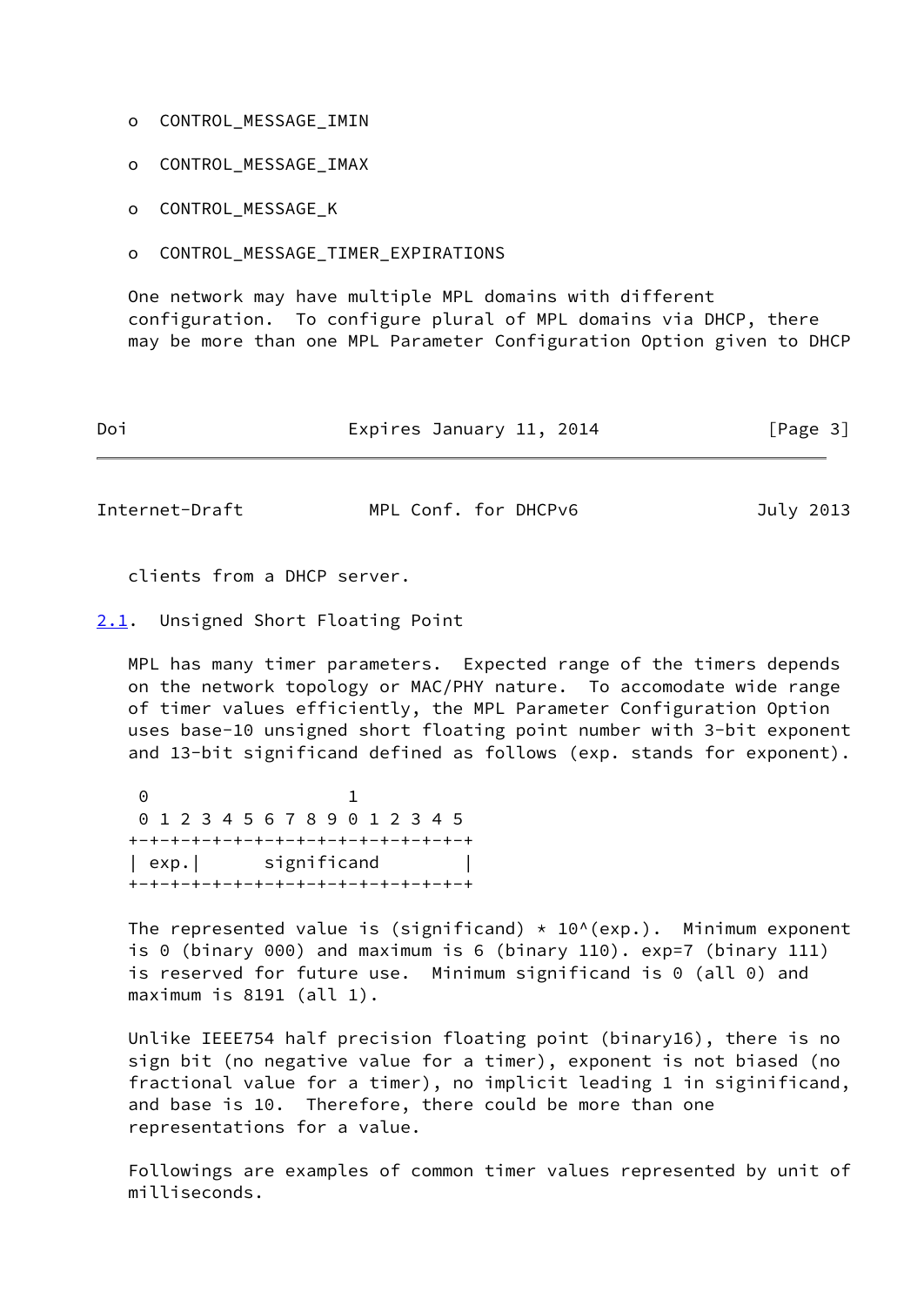- CONTROL_MESSAGE_IMIN

- CONTROL_MESSAGE_IMAX

- CONTROL_MESSAGE_K

- CONTROL_MESSAGE_TIMER_EXPIRATIONS

One network may have multiple MPL domains with different configuration. To configure plural of MPL domains via DHCP, there may be more than one MPL Parameter Configuration Option given to DHCP clients from a DHCP server.

## 2.1. Unsigned Short Floating Point

MPL has many timer parameters. Expected range of the timers depends on the network topology or MAC/PHY nature. To accomodate wide range of timer values efficiently, the MPL Parameter Configuration Option uses base-10 unsigned short floating point number with 3-bit exponent and 13-bit significand defined as follows (exp. stands for exponent).

```
 0                   1
 0 1 2 3 4 5 6 7 8 9 0 1 2 3 4 5
+-+-+-+-+-+-+-+-+-+-+-+-+-+-+-+-+
| exp.|      significand        |
+-+-+-+-+-+-+-+-+-+-+-+-+-+-+-+-+
```

The represented value is (significand) * 10^(exp.). Minimum exponent is 0 (binary 000) and maximum is 6 (binary 110). exp=7 (binary 111) is reserved for future use. Minimum significand is 0 (all 0) and maximum is 8191 (all 1).

Unlike IEEE754 half precision floating point (binary16), there is no sign bit (no negative value for a timer), exponent is not biased (no fractional value for a timer), no implicit leading 1 in siginificand, and base is 10. Therefore, there could be more than one representations for a value.

Followings are examples of common timer values represented by unit of milliseconds.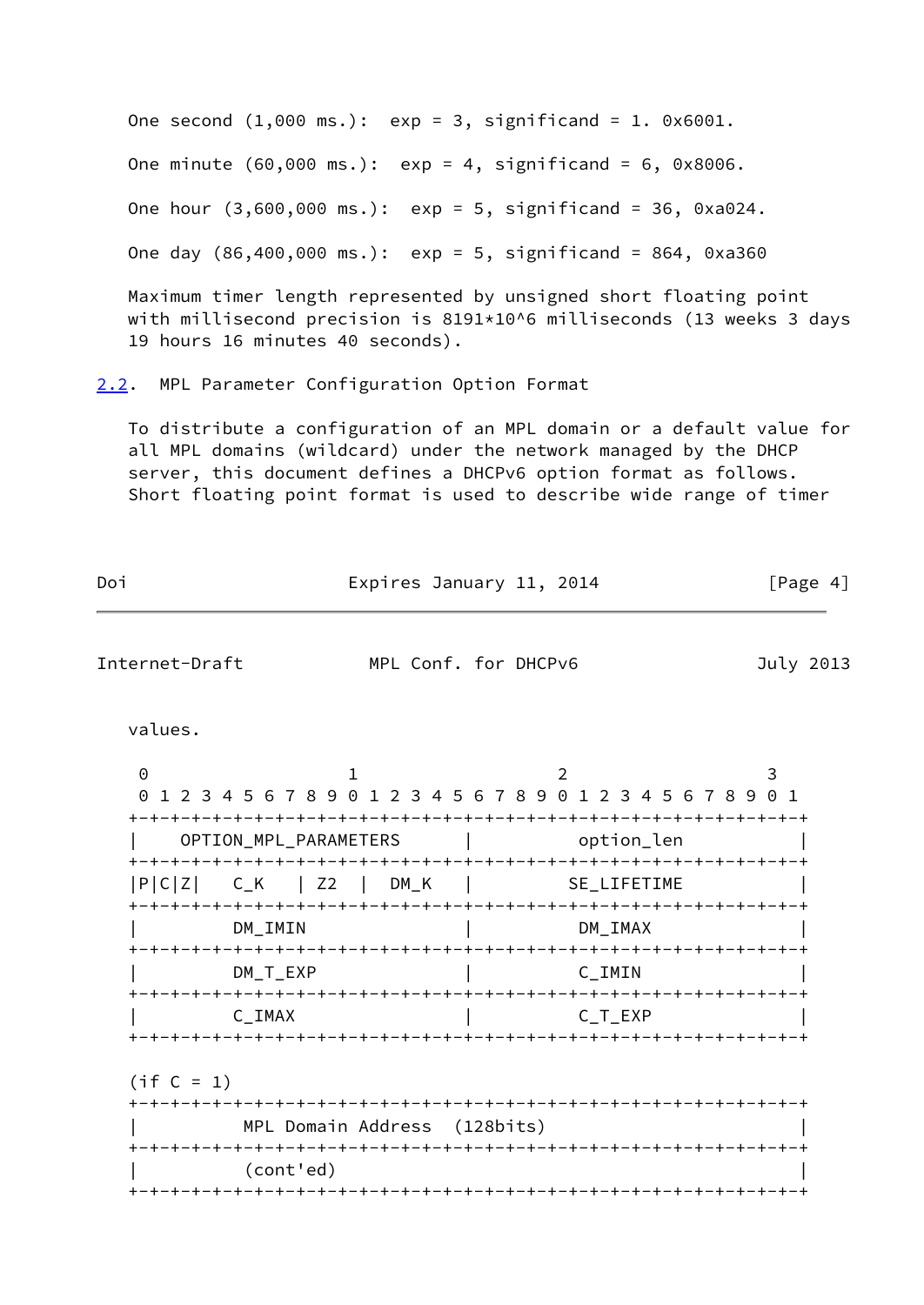One second (1,000 ms.):  exp = 3, significand = 1. 0x6001.

One minute (60,000 ms.):  exp = 4, significand = 6, 0x8006.

One hour (3,600,000 ms.):  exp = 5, significand = 36, 0xa024.

One day (86,400,000 ms.):  exp = 5, significand = 864, 0xa360

Maximum timer length represented by unsigned short floating point with millisecond precision is 8191*10^6 milliseconds (13 weeks 3 days 19 hours 16 minutes 40 seconds).

## 2.2. MPL Parameter Configuration Option Format

To distribute a configuration of an MPL domain or a default value for all MPL domains (wildcard) under the network managed by the DHCP server, this document defines a DHCPv6 option format as follows. Short floating point format is used to describe wide range of timer values.

```
 0                   1                   2                   3
 0 1 2 3 4 5 6 7 8 9 0 1 2 3 4 5 6 7 8 9 0 1 2 3 4 5 6 7 8 9 0 1
+-+-+-+-+-+-+-+-+-+-+-+-+-+-+-+-+-+-+-+-+-+-+-+-+-+-+-+-+-+-+-+-+
|    OPTION_MPL_PARAMETERS      |          option_len           |
+-+-+-+-+-+-+-+-+-+-+-+-+-+-+-+-+-+-+-+-+-+-+-+-+-+-+-+-+-+-+-+-+
|P|C|Z|   C_K   | Z2  |  DM_K   |         SE_LIFETIME           |
+-+-+-+-+-+-+-+-+-+-+-+-+-+-+-+-+-+-+-+-+-+-+-+-+-+-+-+-+-+-+-+-+
|        DM_IMIN                |          DM_IMAX              |
+-+-+-+-+-+-+-+-+-+-+-+-+-+-+-+-+-+-+-+-+-+-+-+-+-+-+-+-+-+-+-+-+
|        DM_T_EXP               |          C_IMIN               |
+-+-+-+-+-+-+-+-+-+-+-+-+-+-+-+-+-+-+-+-+-+-+-+-+-+-+-+-+-+-+-+-+
|        C_IMAX                 |          C_T_EXP              |
+-+-+-+-+-+-+-+-+-+-+-+-+-+-+-+-+-+-+-+-+-+-+-+-+-+-+-+-+-+-+-+-+

(if C = 1)
+-+-+-+-+-+-+-+-+-+-+-+-+-+-+-+-+-+-+-+-+-+-+-+-+-+-+-+-+-+-+-+-+
|          MPL Domain Address  (128bits)                        |
+-+-+-+-+-+-+-+-+-+-+-+-+-+-+-+-+-+-+-+-+-+-+-+-+-+-+-+-+-+-+-+-+
|          (cont'ed)                                            |
+-+-+-+-+-+-+-+-+-+-+-+-+-+-+-+-+-+-+-+-+-+-+-+-+-+-+-+-+-+-+-+-+
```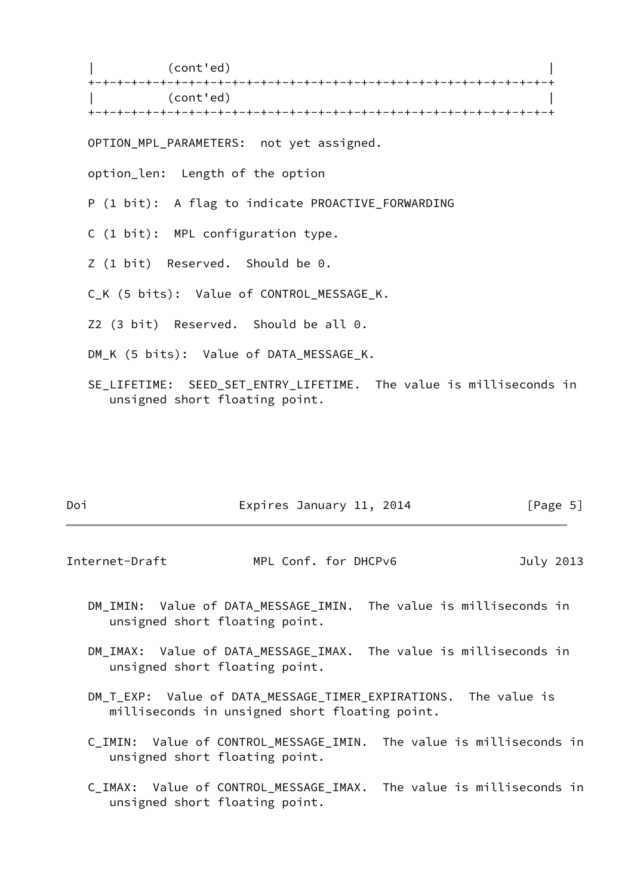```
   |          (cont'ed)                                            |
   +-+-+-+-+-+-+-+-+-+-+-+-+-+-+-+-+-+-+-+-+-+-+-+-+-+-+-+-+-+-+-+-+
   |          (cont'ed)                                            |
   +-+-+-+-+-+-+-+-+-+-+-+-+-+-+-+-+-+-+-+-+-+-+-+-+-+-+-+-+-+-+-+-+
```

OPTION_MPL_PARAMETERS: not yet assigned.

option_len: Length of the option

P (1 bit): A flag to indicate PROACTIVE_FORWARDING

C (1 bit): MPL configuration type.

Z (1 bit) Reserved. Should be 0.

C_K (5 bits): Value of CONTROL_MESSAGE_K.

Z2 (3 bit) Reserved. Should be all 0.

DM_K (5 bits): Value of DATA_MESSAGE_K.

SE_LIFETIME: SEED_SET_ENTRY_LIFETIME. The value is milliseconds in unsigned short floating point.

DM_IMIN: Value of DATA_MESSAGE_IMIN. The value is milliseconds in unsigned short floating point.

DM_IMAX: Value of DATA_MESSAGE_IMAX. The value is milliseconds in unsigned short floating point.

DM_T_EXP: Value of DATA_MESSAGE_TIMER_EXPIRATIONS. The value is milliseconds in unsigned short floating point.

C_IMIN: Value of CONTROL_MESSAGE_IMIN. The value is milliseconds in unsigned short floating point.

C_IMAX: Value of CONTROL_MESSAGE_IMAX. The value is milliseconds in unsigned short floating point.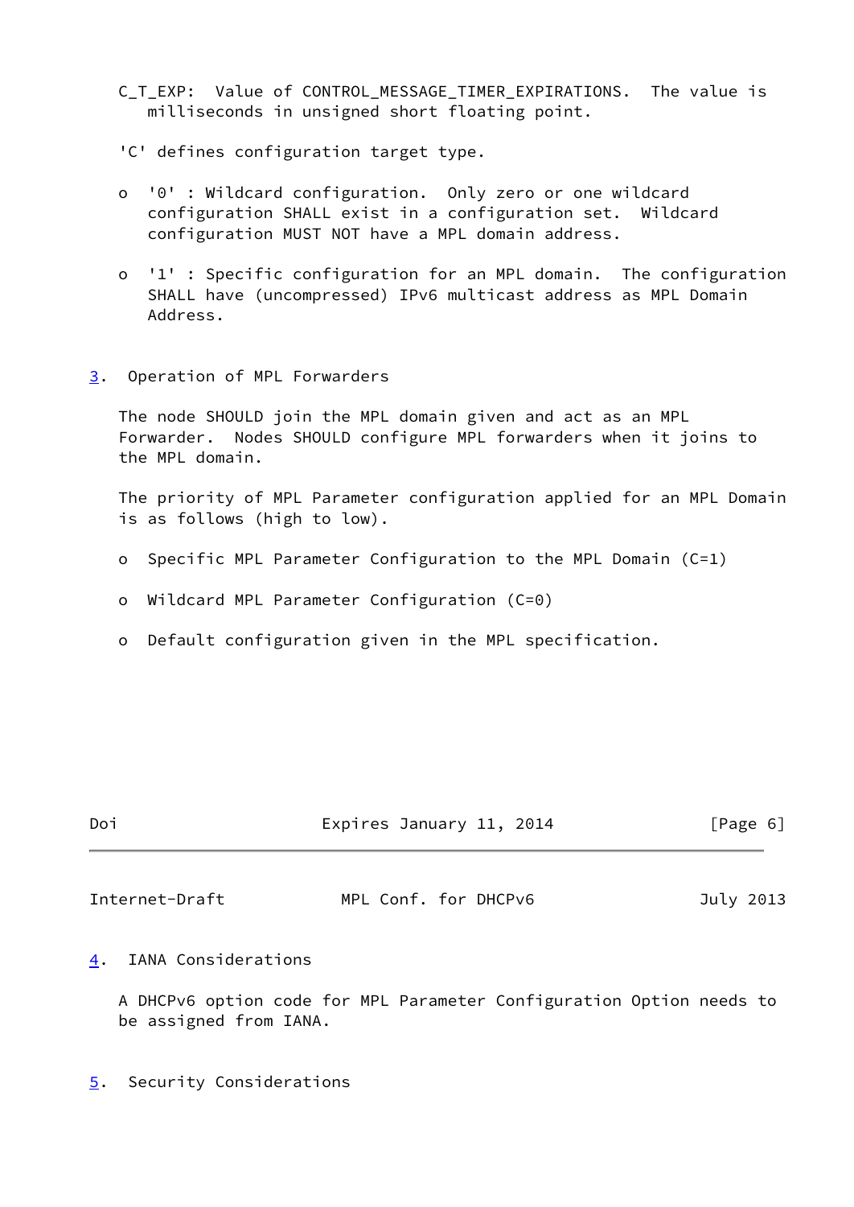C_T_EXP: Value of CONTROL_MESSAGE_TIMER_EXPIRATIONS. The value is milliseconds in unsigned short floating point.

'C' defines configuration target type.

- '0' : Wildcard configuration. Only zero or one wildcard configuration SHALL exist in a configuration set. Wildcard configuration MUST NOT have a MPL domain address.

- '1' : Specific configuration for an MPL domain. The configuration SHALL have (uncompressed) IPv6 multicast address as MPL Domain Address.

## 3. Operation of MPL Forwarders

The node SHOULD join the MPL domain given and act as an MPL Forwarder. Nodes SHOULD configure MPL forwarders when it joins to the MPL domain.

The priority of MPL Parameter configuration applied for an MPL Domain is as follows (high to low).

- Specific MPL Parameter Configuration to the MPL Domain (C=1)

- Wildcard MPL Parameter Configuration (C=0)

- Default configuration given in the MPL specification.

## 4. IANA Considerations

A DHCPv6 option code for MPL Parameter Configuration Option needs to be assigned from IANA.

## 5. Security Considerations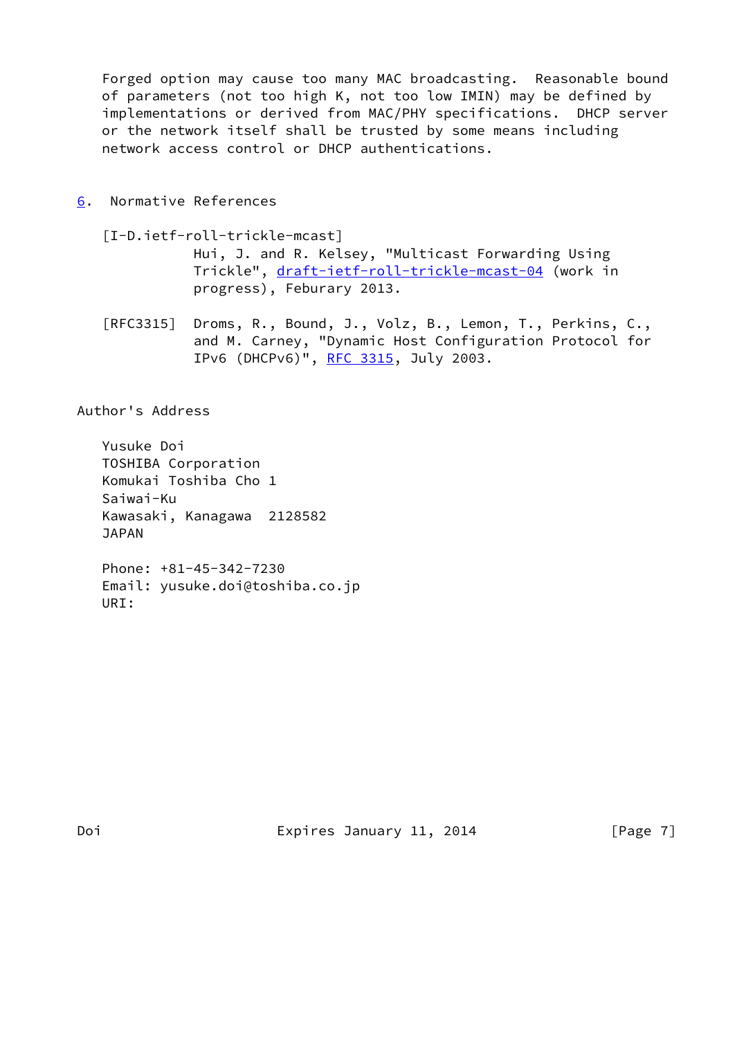Forged option may cause too many MAC broadcasting. Reasonable bound of parameters (not too high K, not too low IMIN) may be defined by implementations or derived from MAC/PHY specifications. DHCP server or the network itself shall be trusted by some means including network access control or DHCP authentications.

## 6. Normative References

[I-D.ietf-roll-trickle-mcast]
Hui, J. and R. Kelsey, "Multicast Forwarding Using Trickle", draft-ietf-roll-trickle-mcast-04 (work in progress), Feburary 2013.

[RFC3315] Droms, R., Bound, J., Volz, B., Lemon, T., Perkins, C., and M. Carney, "Dynamic Host Configuration Protocol for IPv6 (DHCPv6)", RFC 3315, July 2003.

## Author's Address

Yusuke Doi
TOSHIBA Corporation
Komukai Toshiba Cho 1
Saiwai-Ku
Kawasaki, Kanagawa 2128582
JAPAN

Phone: +81-45-342-7230
Email: yusuke.doi@toshiba.co.jp
URI: